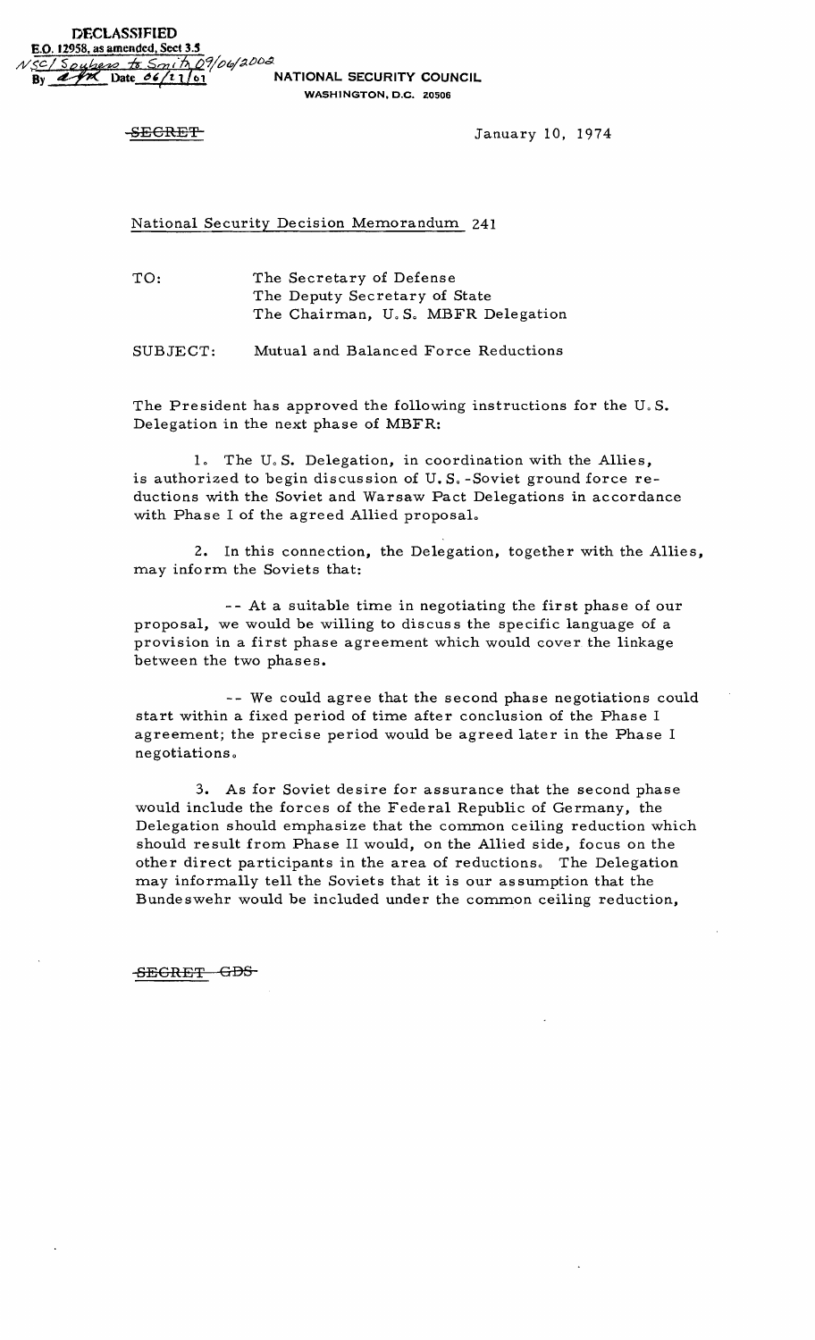DECLASSIFIED
E.O. 12958, as amended, Sect 3.5
NSC/ Souberg to Smith 09/06/2002
By [initials] Date 06/21/01

NATIONAL SECURITY COUNCIL
WASHINGTON, D.C. 20506

~~SECRET~~

January 10, 1974

National Security Decision Memorandum 241

TO: The Secretary of Defense
The Deputy Secretary of State
The Chairman, U.S. MBFR Delegation

SUBJECT: Mutual and Balanced Force Reductions

The President has approved the following instructions for the U.S. Delegation in the next phase of MBFR:

1. The U.S. Delegation, in coordination with the Allies, is authorized to begin discussion of U.S.-Soviet ground force reductions with the Soviet and Warsaw Pact Delegations in accordance with Phase I of the agreed Allied proposal.

2. In this connection, the Delegation, together with the Allies, may inform the Soviets that:

-- At a suitable time in negotiating the first phase of our proposal, we would be willing to discuss the specific language of a provision in a first phase agreement which would cover the linkage between the two phases.

-- We could agree that the second phase negotiations could start within a fixed period of time after conclusion of the Phase I agreement; the precise period would be agreed later in the Phase I negotiations.

3. As for Soviet desire for assurance that the second phase would include the forces of the Federal Republic of Germany, the Delegation should emphasize that the common ceiling reduction which should result from Phase II would, on the Allied side, focus on the other direct participants in the area of reductions. The Delegation may informally tell the Soviets that it is our assumption that the Bundeswehr would be included under the common ceiling reduction,

~~SECRET GDS~~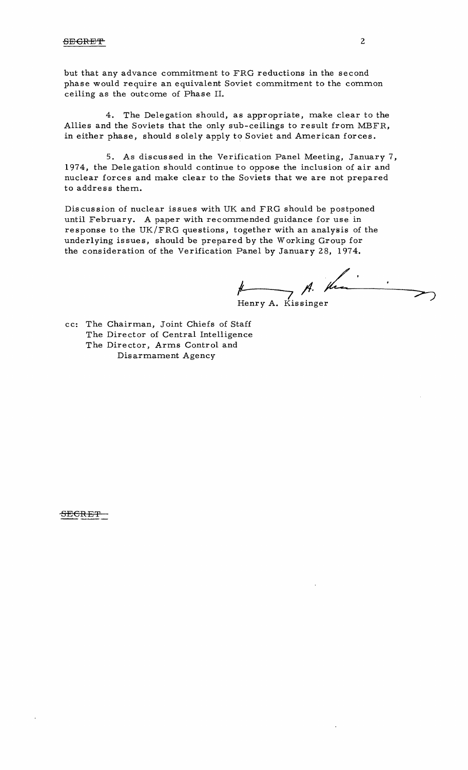but that any advance commitment to FRG reductions in the second phase would require an equivalent Soviet commitment to the common ceiling as the outcome of Phase II.

4. The Delegation should, as appropriate, make clear to the Allies and the Soviets that the only sub-ceilings to result from MBFR, in either phase, should solely apply to Soviet and American forces.

5. As discussed in the Verification Panel Meeting, January 7, 1974, the Delegation should continue to oppose the inclusion of air and nuclear forces and make clear to the Soviets that we are not prepared to address them.

Discussion of nuclear issues with UK and FRG should be postponed until February. A paper with recommended guidance for use in response to the UK/FRG questions, together with an analysis of the underlying issues, should be prepared by the Working Group for the consideration of the Verification Panel by January 28, 1974.

Henry A. Kissinger

cc: The Chairman, Joint Chiefs of Staff
The Director of Central Intelligence
The Director, Arms Control and Disarmament Agency

~~SECRET~~